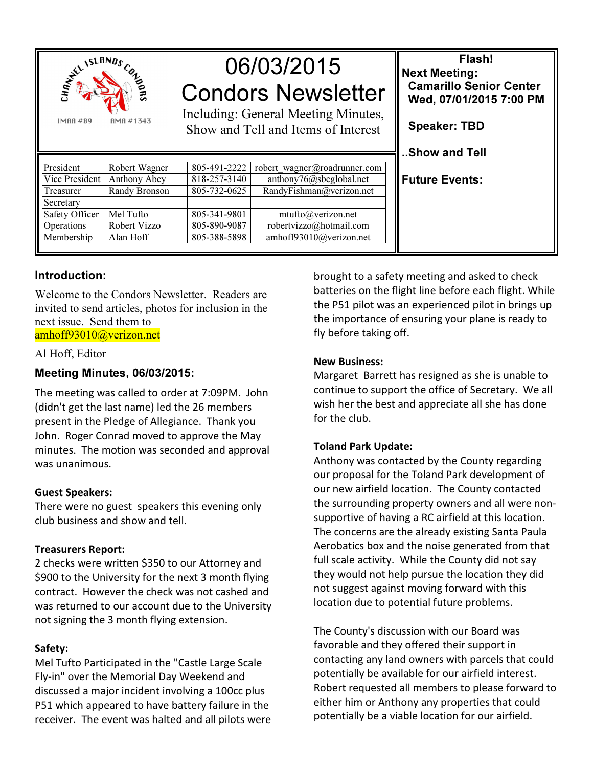CHANNEL ISLANDS CONDORS

IMAA #89 AMA #1343

# 06/03/2015 Condors Newsletter

Including: General Meeting Minutes, Show and Tell and Items of Interest

| | | | |
|---|---|---|---|
| President | Robert Wagner | 805-491-2222 | robert_wagner@roadrunner.com |
| Vice President | Anthony Abey | 818-257-3140 | anthony76@sbcglobal.net |
| Treasurer | Randy Bronson | 805-732-0625 | RandyFishman@verizon.net |
| Secretary | | | |
| Safety Officer | Mel Tufto | 805-341-9801 | mtufto@verizon.net |
| Operations | Robert Vizzo | 805-890-9087 | robertvizzo@hotmail.com |
| Membership | Alan Hoff | 805-388-5898 | amhoff93010@verizon.net |

**Flash!**

**Next Meeting:**
**Camarillo Senior Center**
**Wed, 07/01/2015 7:00 PM**

**Speaker: TBD**

**..Show and Tell**

**Future Events:**

## Introduction:

Welcome to the Condors Newsletter. Readers are invited to send articles, photos for inclusion in the next issue. Send them to amhoff93010@verizon.net

Al Hoff, Editor

## Meeting Minutes, 06/03/2015:

The meeting was called to order at 7:09PM. John (didn't get the last name) led the 26 members present in the Pledge of Allegiance. Thank you John. Roger Conrad moved to approve the May minutes. The motion was seconded and approval was unanimous.

**Guest Speakers:**
There were no guest speakers this evening only club business and show and tell.

**Treasurers Report:**
2 checks were written $350 to our Attorney and $900 to the University for the next 3 month flying contract. However the check was not cashed and was returned to our account due to the University not signing the 3 month flying extension.

**Safety:**
Mel Tufto Participated in the "Castle Large Scale Fly-in" over the Memorial Day Weekend and discussed a major incident involving a 100cc plus P51 which appeared to have battery failure in the receiver. The event was halted and all pilots were brought to a safety meeting and asked to check batteries on the flight line before each flight. While the P51 pilot was an experienced pilot in brings up the importance of ensuring your plane is ready to fly before taking off.

**New Business:**
Margaret Barrett has resigned as she is unable to continue to support the office of Secretary. We all wish her the best and appreciate all she has done for the club.

**Toland Park Update:**
Anthony was contacted by the County regarding our proposal for the Toland Park development of our new airfield location. The County contacted the surrounding property owners and all were non-supportive of having a RC airfield at this location. The concerns are the already existing Santa Paula Aerobatics box and the noise generated from that full scale activity. While the County did not say they would not help pursue the location they did not suggest against moving forward with this location due to potential future problems.

The County's discussion with our Board was favorable and they offered their support in contacting any land owners with parcels that could potentially be available for our airfield interest. Robert requested all members to please forward to either him or Anthony any properties that could potentially be a viable location for our airfield.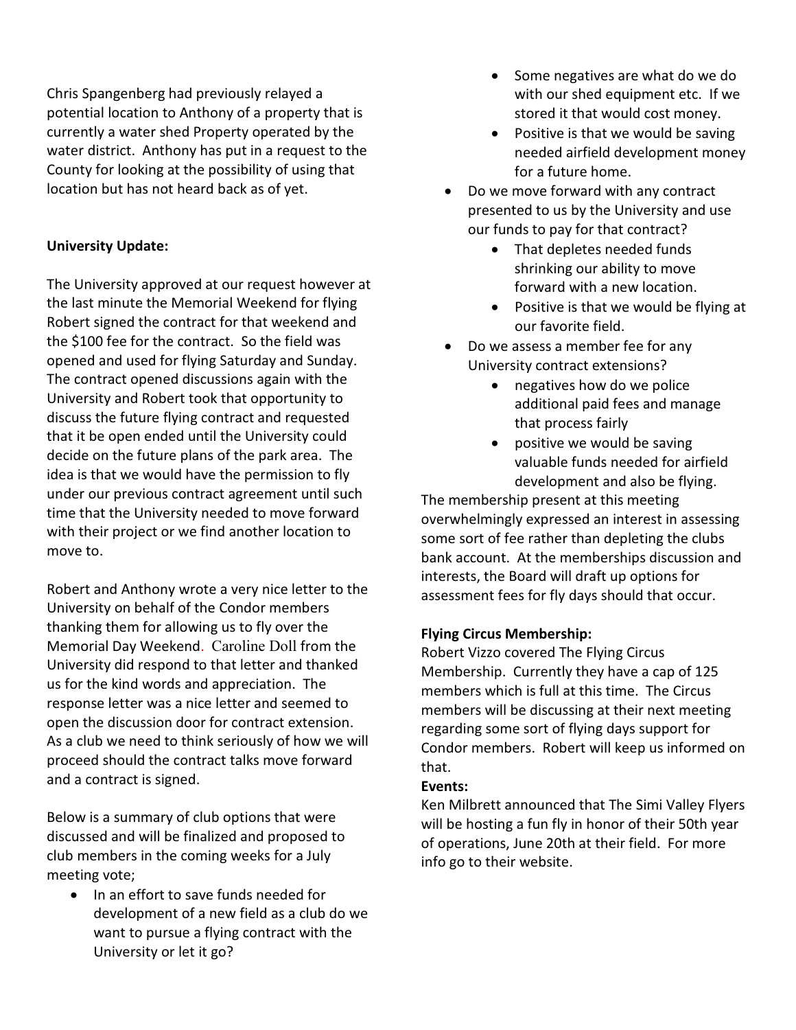Chris Spangenberg had previously relayed a potential location to Anthony of a property that is currently a water shed Property operated by the water district. Anthony has put in a request to the County for looking at the possibility of using that location but has not heard back as of yet.

**University Update:**

The University approved at our request however at the last minute the Memorial Weekend for flying Robert signed the contract for that weekend and the $100 fee for the contract. So the field was opened and used for flying Saturday and Sunday. The contract opened discussions again with the University and Robert took that opportunity to discuss the future flying contract and requested that it be open ended until the University could decide on the future plans of the park area. The idea is that we would have the permission to fly under our previous contract agreement until such time that the University needed to move forward with their project or we find another location to move to.

Robert and Anthony wrote a very nice letter to the University on behalf of the Condor members thanking them for allowing us to fly over the Memorial Day Weekend. Caroline Doll from the University did respond to that letter and thanked us for the kind words and appreciation. The response letter was a nice letter and seemed to open the discussion door for contract extension. As a club we need to think seriously of how we will proceed should the contract talks move forward and a contract is signed.

Below is a summary of club options that were discussed and will be finalized and proposed to club members in the coming weeks for a July meeting vote;

- In an effort to save funds needed for development of a new field as a club do we want to pursue a flying contract with the University or let it go?
    - Some negatives are what do we do with our shed equipment etc. If we stored it that would cost money.
    - Positive is that we would be saving needed airfield development money for a future home.
- Do we move forward with any contract presented to us by the University and use our funds to pay for that contract?
    - That depletes needed funds shrinking our ability to move forward with a new location.
    - Positive is that we would be flying at our favorite field.
- Do we assess a member fee for any University contract extensions?
    - negatives how do we police additional paid fees and manage that process fairly
    - positive we would be saving valuable funds needed for airfield development and also be flying.

The membership present at this meeting overwhelmingly expressed an interest in assessing some sort of fee rather than depleting the clubs bank account. At the memberships discussion and interests, the Board will draft up options for assessment fees for fly days should that occur.

**Flying Circus Membership:**

Robert Vizzo covered The Flying Circus Membership. Currently they have a cap of 125 members which is full at this time. The Circus members will be discussing at their next meeting regarding some sort of flying days support for Condor members. Robert will keep us informed on that.

**Events:**

Ken Milbrett announced that The Simi Valley Flyers will be hosting a fun fly in honor of their 50th year of operations, June 20th at their field. For more info go to their website.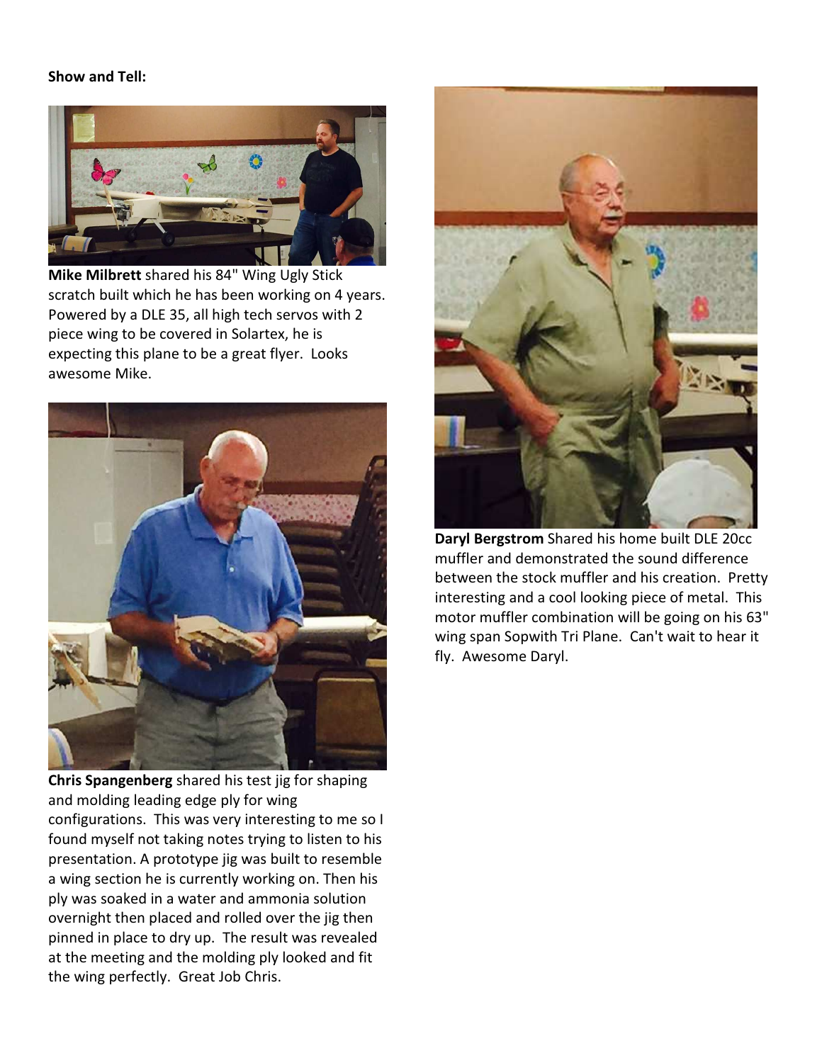**Show and Tell:**

**Mike Milbrett** shared his 84" Wing Ugly Stick scratch built which he has been working on 4 years. Powered by a DLE 35, all high tech servos with 2 piece wing to be covered in Solartex, he is expecting this plane to be a great flyer. Looks awesome Mike.

**Chris Spangenberg** shared his test jig for shaping and molding leading edge ply for wing configurations. This was very interesting to me so I found myself not taking notes trying to listen to his presentation. A prototype jig was built to resemble a wing section he is currently working on. Then his ply was soaked in a water and ammonia solution overnight then placed and rolled over the jig then pinned in place to dry up. The result was revealed at the meeting and the molding ply looked and fit the wing perfectly. Great Job Chris.

**Daryl Bergstrom** Shared his home built DLE 20cc muffler and demonstrated the sound difference between the stock muffler and his creation. Pretty interesting and a cool looking piece of metal. This motor muffler combination will be going on his 63" wing span Sopwith Tri Plane. Can't wait to hear it fly. Awesome Daryl.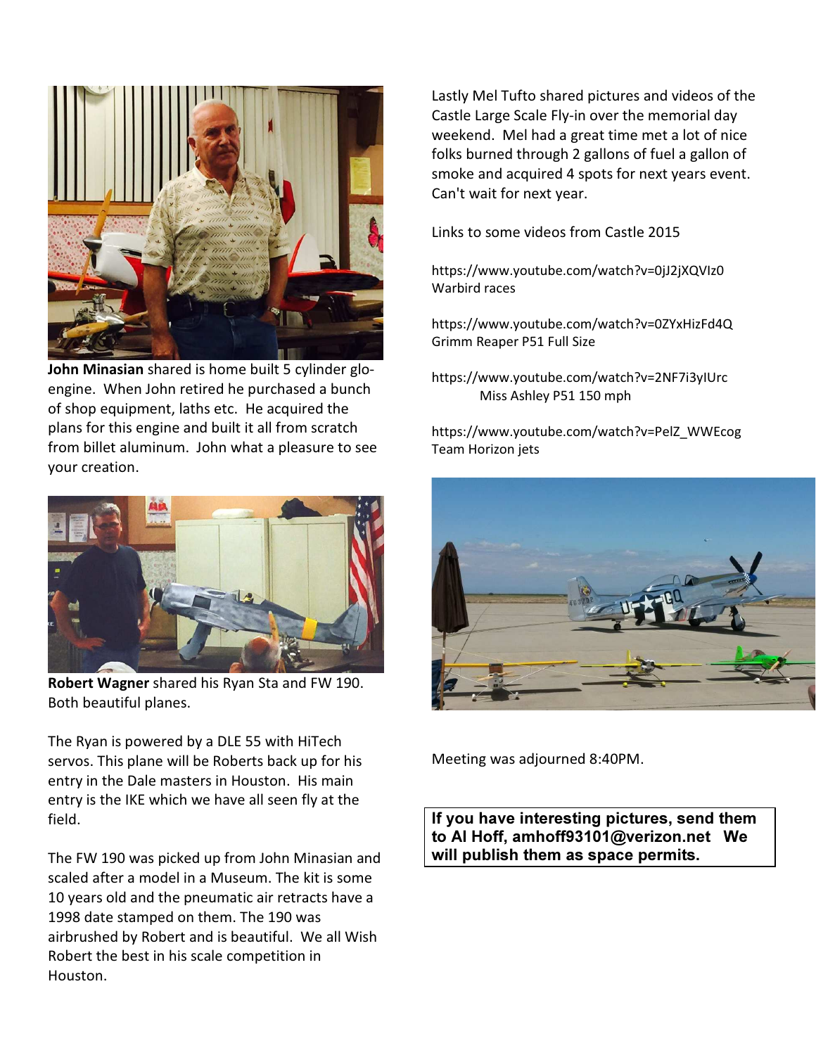**John Minasian** shared is home built 5 cylinder glo-engine. When John retired he purchased a bunch of shop equipment, laths etc. He acquired the plans for this engine and built it all from scratch from billet aluminum. John what a pleasure to see your creation.

**Robert Wagner** shared his Ryan Sta and FW 190. Both beautiful planes.

The Ryan is powered by a DLE 55 with HiTech servos. This plane will be Roberts back up for his entry in the Dale masters in Houston. His main entry is the IKE which we have all seen fly at the field.

The FW 190 was picked up from John Minasian and scaled after a model in a Museum. The kit is some 10 years old and the pneumatic air retracts have a 1998 date stamped on them. The 190 was airbrushed by Robert and is beautiful. We all Wish Robert the best in his scale competition in Houston.

Lastly Mel Tufto shared pictures and videos of the Castle Large Scale Fly-in over the memorial day weekend. Mel had a great time met a lot of nice folks burned through 2 gallons of fuel a gallon of smoke and acquired 4 spots for next years event. Can't wait for next year.

Links to some videos from Castle 2015

https://www.youtube.com/watch?v=0jJ2jXQVIz0
Warbird races

https://www.youtube.com/watch?v=0ZYxHizFd4Q
Grimm Reaper P51 Full Size

https://www.youtube.com/watch?v=2NF7i3yIUrc
Miss Ashley P51 150 mph

https://www.youtube.com/watch?v=PelZ_WWEcog
Team Horizon jets

Meeting was adjourned 8:40PM.

**If you have interesting pictures, send them to Al Hoff, amhoff93101@verizon.net We will publish them as space permits.**